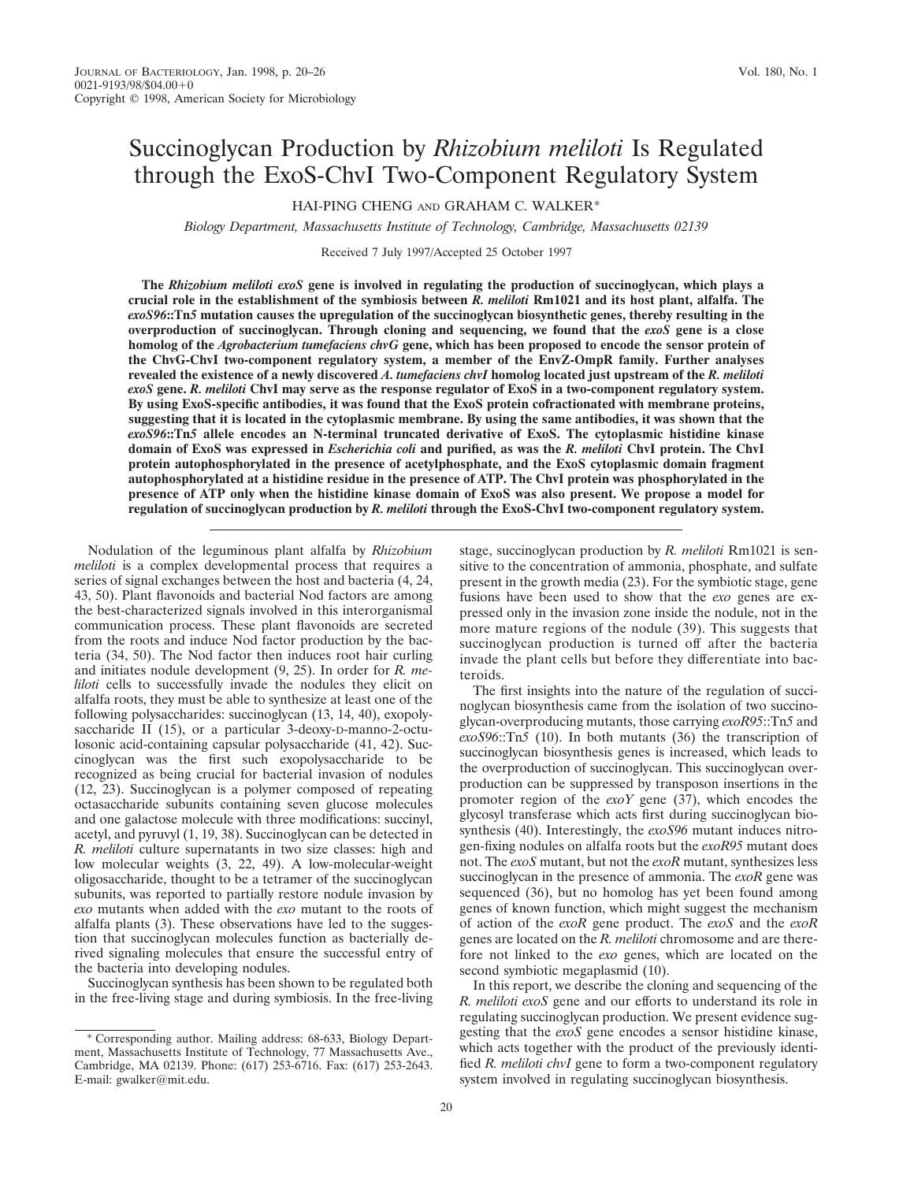# Succinoglycan Production by *Rhizobium meliloti* Is Regulated through the ExoS-ChvI Two-Component Regulatory System

HAI-PING CHENG AND GRAHAM C. WALKER*

*Biology Department, Massachusetts Institute of Technology, Cambridge, Massachusetts 02139*

Received 7 July 1997/Accepted 25 October 1997

**The *Rhizobium meliloti exoS* gene is involved in regulating the production of succinoglycan, which plays a crucial role in the establishment of the symbiosis between *R. meliloti* Rm1021 and its host plant, alfalfa. The *exoS96*::Tn*5* mutation causes the upregulation of the succinoglycan biosynthetic genes, thereby resulting in the overproduction of succinoglycan. Through cloning and sequencing, we found that the *exoS* gene is a close homolog of the *Agrobacterium tumefaciens chvG* gene, which has been proposed to encode the sensor protein of the ChvG-ChvI two-component regulatory system, a member of the EnvZ-OmpR family. Further analyses revealed the existence of a newly discovered *A. tumefaciens chvI* homolog located just upstream of the *R. meliloti exoS* gene. *R. meliloti* ChvI may serve as the response regulator of ExoS in a two-component regulatory system. By using ExoS-specific antibodies, it was found that the ExoS protein cofractionated with membrane proteins, suggesting that it is located in the cytoplasmic membrane. By using the same antibodies, it was shown that the *exoS96*::Tn*5* allele encodes an N-terminal truncated derivative of ExoS. The cytoplasmic histidine kinase domain of ExoS was expressed in *Escherichia coli* and purified, as was the *R. meliloti* ChvI protein. The ChvI protein autophosphorylated in the presence of acetylphosphate, and the ExoS cytoplasmic domain fragment autophosphorylated at a histidine residue in the presence of ATP. The ChvI protein was phosphorylated in the presence of ATP only when the histidine kinase domain of ExoS was also present. We propose a model for regulation of succinoglycan production by *R. meliloti* through the ExoS-ChvI two-component regulatory system.**

Nodulation of the leguminous plant alfalfa by *Rhizobium meliloti* is a complex developmental process that requires a series of signal exchanges between the host and bacteria (4, 24, 43, 50). Plant flavonoids and bacterial Nod factors are among the best-characterized signals involved in this interorganismal communication process. These plant flavonoids are secreted from the roots and induce Nod factor production by the bacteria (34, 50). The Nod factor then induces root hair curling and initiates nodule development (9, 25). In order for *R. meliloti* cells to successfully invade the nodules they elicit on alfalfa roots, they must be able to synthesize at least one of the following polysaccharides: succinoglycan (13, 14, 40), exopolysaccharide II (15), or a particular 3-deoxy-D-manno-2-octulosonic acid-containing capsular polysaccharide (41, 42). Succinoglycan was the first such exopolysaccharide to be recognized as being crucial for bacterial invasion of nodules (12, 23). Succinoglycan is a polymer composed of repeating octasaccharide subunits containing seven glucose molecules and one galactose molecule with three modifications: succinyl, acetyl, and pyruvyl (1, 19, 38). Succinoglycan can be detected in *R. meliloti* culture supernatants in two size classes: high and low molecular weights (3, 22, 49). A low-molecular-weight oligosaccharide, thought to be a tetramer of the succinoglycan subunits, was reported to partially restore nodule invasion by *exo* mutants when added with the *exo* mutant to the roots of alfalfa plants (3). These observations have led to the suggestion that succinoglycan molecules function as bacterially derived signaling molecules that ensure the successful entry of the bacteria into developing nodules.

Succinoglycan synthesis has been shown to be regulated both in the free-living stage and during symbiosis. In the free-living stage, succinoglycan production by *R. meliloti* Rm1021 is sensitive to the concentration of ammonia, phosphate, and sulfate present in the growth media (23). For the symbiotic stage, gene fusions have been used to show that the *exo* genes are expressed only in the invasion zone inside the nodule, not in the more mature regions of the nodule (39). This suggests that succinoglycan production is turned off after the bacteria invade the plant cells but before they differentiate into bacteroids.

The first insights into the nature of the regulation of succinoglycan biosynthesis came from the isolation of two succinoglycan-overproducing mutants, those carrying *exoR95*::Tn*5* and *exoS96*::Tn*5* (10). In both mutants (36) the transcription of succinoglycan biosynthesis genes is increased, which leads to the overproduction of succinoglycan. This succinoglycan overproduction can be suppressed by transposon insertions in the promoter region of the *exoY* gene (37), which encodes the glycosyl transferase which acts first during succinoglycan biosynthesis (40). Interestingly, the *exoS96* mutant induces nitrogen-fixing nodules on alfalfa roots but the *exoR95* mutant does not. The *exoS* mutant, but not the *exoR* mutant, synthesizes less succinoglycan in the presence of ammonia. The *exoR* gene was sequenced (36), but no homolog has yet been found among genes of known function, which might suggest the mechanism of action of the *exoR* gene product. The *exoS* and the *exoR* genes are located on the *R. meliloti* chromosome and are therefore not linked to the *exo* genes, which are located on the second symbiotic megaplasmid (10).

In this report, we describe the cloning and sequencing of the *R. meliloti exoS* gene and our efforts to understand its role in regulating succinoglycan production. We present evidence suggesting that the *exoS* gene encodes a sensor histidine kinase, which acts together with the product of the previously identified *R. meliloti chvI* gene to form a two-component regulatory system involved in regulating succinoglycan biosynthesis.

* Corresponding author. Mailing address: 68-633, Biology Department, Massachusetts Institute of Technology, 77 Massachusetts Ave., Cambridge, MA 02139. Phone: (617) 253-6716. Fax: (617) 253-2643. E-mail: gwalker@mit.edu.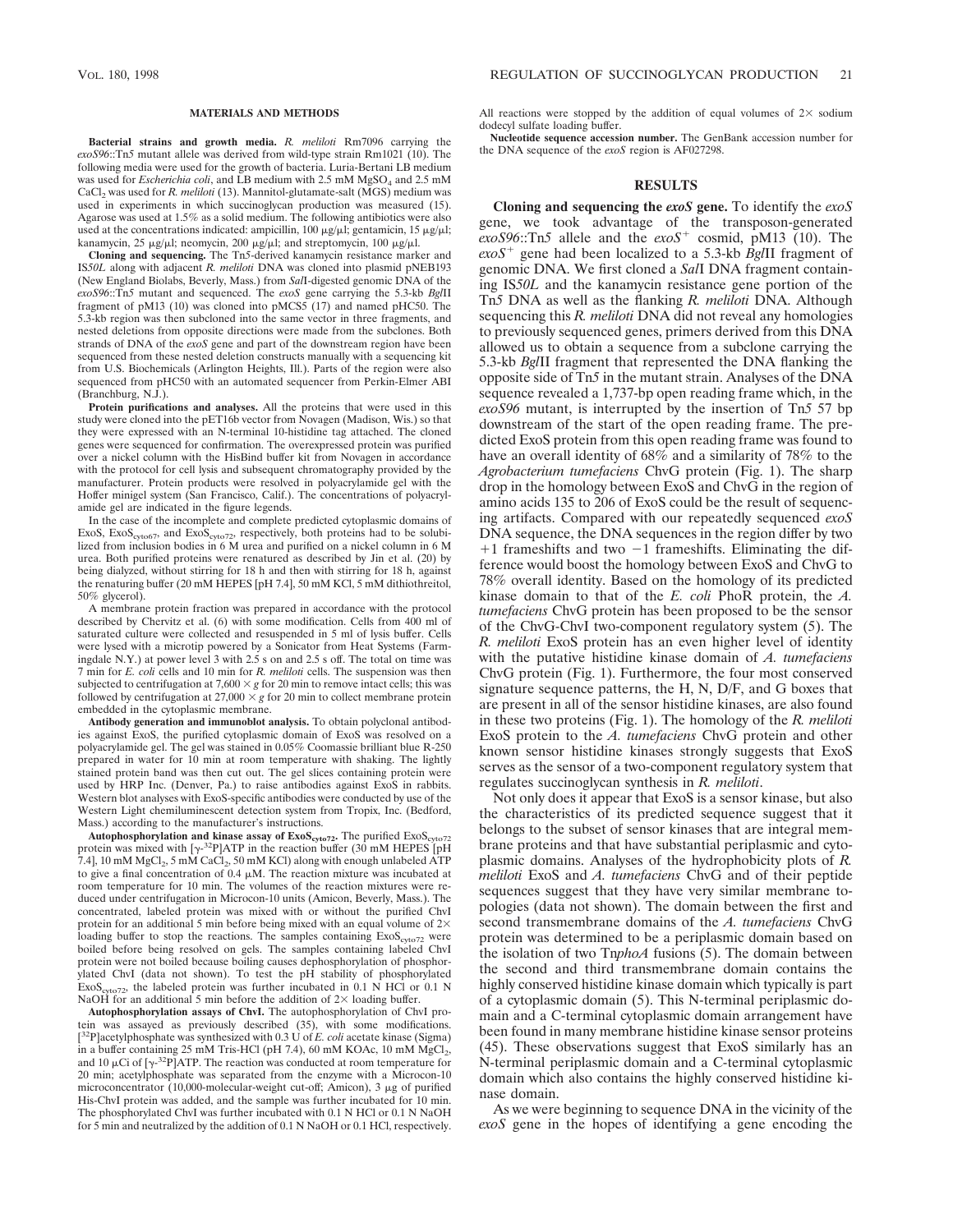## MATERIALS AND METHODS

**Bacterial strains and growth media.** *R. meliloti* Rm7096 carrying the *exoS96*::Tn*5* mutant allele was derived from wild-type strain Rm1021 (10). The following media were used for the growth of bacteria. Luria-Bertani LB medium was used for *Escherichia coli*, and LB medium with 2.5 mM $MgSO_4$ and 2.5 mM $CaCl_2$ was used for *R. meliloti* (13). Mannitol-glutamate-salt (MGS) medium was used in experiments in which succinoglycan production was measured (15). Agarose was used at 1.5% as a solid medium. The following antibiotics were also used at the concentrations indicated: ampicillin, 100 μg/μl; gentamicin, 15 μg/μl; kanamycin, 25 μg/μl; neomycin, 200 μg/μl; and streptomycin, 100 μg/μl.

**Cloning and sequencing.** The Tn*5*-derived kanamycin resistance marker and IS*50L* along with adjacent *R. meliloti* DNA was cloned into plasmid pNEB193 (New England Biolabs, Beverly, Mass.) from *Sal*I-digested genomic DNA of the *exoS96*::Tn*5* mutant and sequenced. The *exoS* gene carrying the 5.3-kb *Bgl*II fragment of pM13 (10) was cloned into pMCS5 (17) and named pHC50. The 5.3-kb region was then subcloned into the same vector in three fragments, and nested deletions from opposite directions were made from the subclones. Both strands of DNA of the *exoS* gene and part of the downstream region have been sequenced from these nested deletion constructs manually with a sequencing kit from U.S. Biochemicals (Arlington Heights, Ill.). Parts of the region were also sequenced from pHC50 with an automated sequencer from Perkin-Elmer ABI (Branchburg, N.J.).

**Protein purifications and analyses.** All the proteins that were used in this study were cloned into the pET16b vector from Novagen (Madison, Wis.) so that they were expressed with an N-terminal 10-histidine tag attached. The cloned genes were sequenced for confirmation. The overexpressed protein was purified over a nickel column with the HisBind buffer kit from Novagen in accordance with the protocol for cell lysis and subsequent chromatography provided by the manufacturer. Protein products were resolved in polyacrylamide gel with the Hoffer minigel system (San Francisco, Calif.). The concentrations of polyacrylamide gel are indicated in the figure legends.

In the case of the incomplete and complete predicted cytoplasmic domains of ExoS, $ExoS_{cyto67}$, and $ExoS_{cyto72}$, respectively, both proteins had to be solubilized from inclusion bodies in 6 M urea and purified on a nickel column in 6 M urea. Both purified proteins were renatured as described by Jin et al. (20) by being dialyzed, without stirring for 18 h and then with stirring for 18 h, against the renaturing buffer (20 mM HEPES [pH 7.4], 50 mM KCl, 5 mM dithiothreitol, 50% glycerol).

A membrane protein fraction was prepared in accordance with the protocol described by Chervitz et al. (6) with some modification. Cells from 400 ml of saturated culture were collected and resuspended in 5 ml of lysis buffer. Cells were lysed with a microtip powered by a Sonicator from Heat Systems (Farmingdale N.Y.) at power level 3 with 2.5 s on and 2.5 s off. The total on time was 7 min for *E. coli* cells and 10 min for *R. meliloti* cells. The suspension was then subjected to centrifugation at 7,600 × *g* for 20 min to remove intact cells; this was followed by centrifugation at 27,000 × *g* for 20 min to collect membrane protein embedded in the cytoplasmic membrane.

**Antibody generation and immunoblot analysis.** To obtain polyclonal antibodies against ExoS, the purified cytoplasmic domain of ExoS was resolved on a polyacrylamide gel. The gel was stained in 0.05% Coomassie brilliant blue R-250 prepared in water for 10 min at room temperature with shaking. The lightly stained protein band was then cut out. The gel slices containing protein were used by HRP Inc. (Denver, Pa.) to raise antibodies against ExoS in rabbits. Western blot analyses with ExoS-specific antibodies were conducted by use of the Western Light chemiluminescent detection system from Tropix, Inc. (Bedford, Mass.) according to the manufacturer's instructions.

**Autophosphorylation and kinase assay of $ExoS_{cyto72}$.** The purified $ExoS_{cyto72}$ protein was mixed with [$\gamma$-$^{32}$P]ATP in the reaction buffer (30 mM HEPES [pH 7.4], 10 mM $MgCl_2$, 5 mM $CaCl_2$, 50 mM KCl) along with enough unlabeled ATP to give a final concentration of 0.4 μM. The reaction mixture was incubated at room temperature for 10 min. The volumes of the reaction mixtures were reduced under centrifugation in Microcon-10 units (Amicon, Beverly, Mass.). The concentrated, labeled protein was mixed with or without the purified ChvI protein for an additional 5 min before being mixed with an equal volume of 2× loading buffer to stop the reactions. The samples containing $ExoS_{cyto72}$ were boiled before being resolved on gels. The samples containing labeled ChvI protein were not boiled because boiling causes dephosphorylation of phosphorylated ChvI (data not shown). To test the pH stability of phosphorylated $ExoS_{cyto72}$, the labeled protein was further incubated in 0.1 N HCl or 0.1 N NaOH for an additional 5 min before the addition of 2× loading buffer.

**Autophosphorylation assays of ChvI.** The autophosphorylation of ChvI protein was assayed as previously described (35), with some modifications. [$^{32}$P]acetylphosphate was synthesized with 0.3 U of *E. coli* acetate kinase (Sigma) in a buffer containing 25 mM Tris-HCl (pH 7.4), 60 mM KOAc, 10 mM $MgCl_2$, and 10 μCi of [$\gamma$-$^{32}$P]ATP. The reaction was conducted at room temperature for 20 min; acetylphosphate was separated from the enzyme with a Microcon-10 microconcentrator (10,000-molecular-weight cut-off; Amicon), 3 μg of purified His-ChvI protein was added, and the sample was further incubated for 10 min. The phosphorylated ChvI was further incubated with 0.1 N HCl or 0.1 N NaOH for 5 min and neutralized by the addition of 0.1 N NaOH or 0.1 HCl, respectively. All reactions were stopped by the addition of equal volumes of 2× sodium dodecyl sulfate loading buffer.

**Nucleotide sequence accession number.** The GenBank accession number for the DNA sequence of the *exoS* region is AF027298.

## RESULTS

**Cloning and sequencing the *exoS* gene.** To identify the *exoS* gene, we took advantage of the transposon-generated *exoS96*::Tn*5* allele and the *exoS*$^+$ cosmid, pM13 (10). The *exoS*$^+$ gene had been localized to a 5.3-kb *Bgl*II fragment of genomic DNA. We first cloned a *Sal*I DNA fragment containing IS*50L* and the kanamycin resistance gene portion of the Tn*5* DNA as well as the flanking *R. meliloti* DNA. Although sequencing this *R. meliloti* DNA did not reveal any homologies to previously sequenced genes, primers derived from this DNA allowed us to obtain a sequence from a subclone carrying the 5.3-kb *Bgl*II fragment that represented the DNA flanking the opposite side of Tn*5* in the mutant strain. Analyses of the DNA sequence revealed a 1,737-bp open reading frame which, in the *exoS96* mutant, is interrupted by the insertion of Tn*5* 57 bp downstream of the start of the open reading frame. The predicted ExoS protein from this open reading frame was found to have an overall identity of 68% and a similarity of 78% to the *Agrobacterium tumefaciens* ChvG protein (Fig. 1). The sharp drop in the homology between ExoS and ChvG in the region of amino acids 135 to 206 of ExoS could be the result of sequencing artifacts. Compared with our repeatedly sequenced *exoS* DNA sequence, the DNA sequences in the region differ by two +1 frameshifts and two −1 frameshifts. Eliminating the difference would boost the homology between ExoS and ChvG to 78% overall identity. Based on the homology of its predicted kinase domain to that of the *E. coli* PhoR protein, the *A. tumefaciens* ChvG protein has been proposed to be the sensor of the ChvG-ChvI two-component regulatory system (5). The *R. meliloti* ExoS protein has an even higher level of identity with the putative histidine kinase domain of *A. tumefaciens* ChvG protein (Fig. 1). Furthermore, the four most conserved signature sequence patterns, the H, N, D/F, and G boxes that are present in all of the sensor histidine kinases, are also found in these two proteins (Fig. 1). The homology of the *R. meliloti* ExoS protein to the *A. tumefaciens* ChvG protein and other known sensor histidine kinases strongly suggests that ExoS serves as the sensor of a two-component regulatory system that regulates succinoglycan synthesis in *R. meliloti*.

Not only does it appear that ExoS is a sensor kinase, but also the characteristics of its predicted sequence suggest that it belongs to the subset of sensor kinases that are integral membrane proteins and that have substantial periplasmic and cytoplasmic domains. Analyses of the hydrophobicity plots of *R. meliloti* ExoS and *A. tumefaciens* ChvG and of their peptide sequences suggest that they have very similar membrane topologies (data not shown). The domain between the first and second transmembrane domains of the *A. tumefaciens* ChvG protein was determined to be a periplasmic domain based on the isolation of two Tn*phoA* fusions (5). The domain between the second and third transmembrane domain contains the highly conserved histidine kinase domain which typically is part of a cytoplasmic domain (5). This N-terminal periplasmic domain and a C-terminal cytoplasmic domain arrangement have been found in many membrane histidine kinase sensor proteins (45). These observations suggest that ExoS similarly has an N-terminal periplasmic domain and a C-terminal cytoplasmic domain which also contains the highly conserved histidine kinase domain.

As we were beginning to sequence DNA in the vicinity of the *exoS* gene in the hopes of identifying a gene encoding the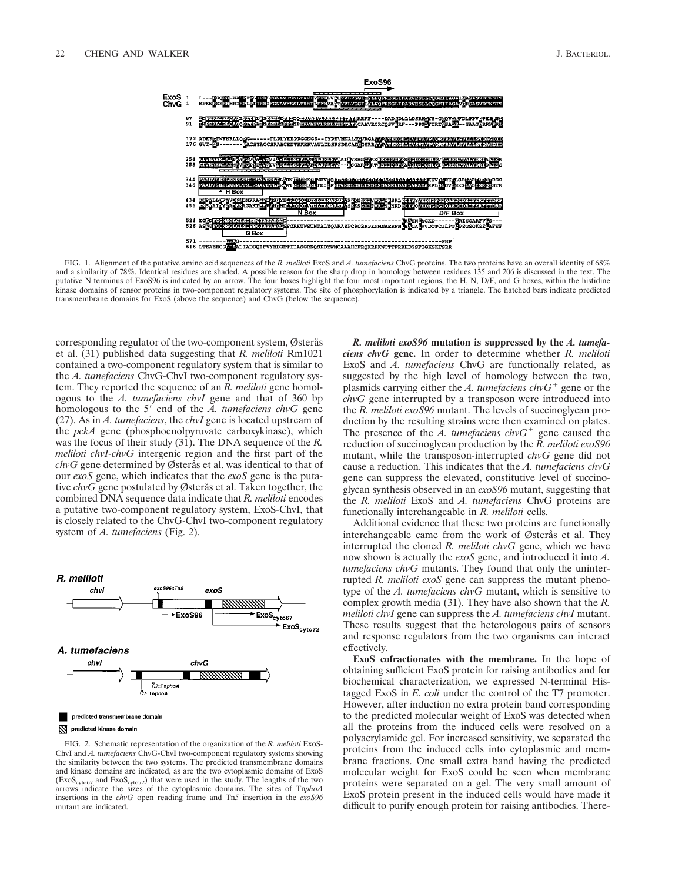FIG. 1. Alignment of the putative amino acid sequences of the *R. meliloti* ExoS and *A. tumefaciens* ChvG proteins. The two proteins have an overall identity of 68% and a similarity of 78%. Identical residues are shaded. A possible reason for the sharp drop in homology between residues 135 and 206 is discussed in the text. The putative N terminus of ExoS96 is indicated by an arrow. The four boxes highlight the four most important regions, the H, N, D/F, and G boxes, within the histidine kinase domains of sensor proteins in two-component regulatory systems. The site of phosphorylation is indicated by a triangle. The hatched bars indicate predicted transmembrane domains for ExoS (above the sequence) and ChvG (below the sequence).

corresponding regulator of the two-component system, Østerås et al. (31) published data suggesting that *R. meliloti* Rm1021 contained a two-component regulatory system that is similar to the *A. tumefaciens* ChvG-ChvI two-component regulatory system. They reported the sequence of an *R. meliloti* gene homologous to the *A. tumefaciens chvI* gene and that of 360 bp homologous to the 5′ end of the *A. tumefaciens chvG* gene (27). As in *A. tumefaciens*, the *chvI* gene is located upstream of the *pckA* gene (phosphoenolpyruvate carboxykinase), which was the focus of their study (31). The DNA sequence of the *R. meliloti chvI-chvG* intergenic region and the first part of the *chvG* gene determined by Østerås et al. was identical to that of our *exoS* gene, which indicates that the *exoS* gene is the putative *chvG* gene postulated by Østerås et al. Taken together, the combined DNA sequence data indicate that *R. meliloti* encodes a putative two-component regulatory system, ExoS-ChvI, that is closely related to the ChvG-ChvI two-component regulatory system of *A. tumefaciens* (Fig. 2).

FIG. 2. Schematic representation of the organization of the *R. meliloti* ExoS-ChvI and *A. tumefaciens* ChvG-ChvI two-component regulatory systems showing the similarity between the two systems. The predicted transmembrane domains and kinase domains are indicated, as are the two cytoplasmic domains of ExoS ($ExoS_{cyto67}$ and $ExoS_{cyto72}$) that were used in the study. The lengths of the two arrows indicate the sizes of the cytoplasmic domains. The sites of Tn*phoA* insertions in the *chvG* open reading frame and Tn*5* insertion in the *exoS96* mutant are indicated.

***R. meliloti exoS96* mutation is suppressed by the *A. tumefaciens chvG* gene.** In order to determine whether *R. meliloti* ExoS and *A. tumefaciens* ChvG are functionally related, as suggested by the high level of homology between the two, plasmids carrying either the *A. tumefaciens* $chvG^+$ gene or the *chvG* gene interrupted by a transposon were introduced into the *R. meliloti exoS96* mutant. The levels of succinoglycan production by the resulting strains were then examined on plates. The presence of the *A. tumefaciens* $chvG^+$ gene caused the reduction of succinoglycan production by the *R. meliloti exoS96* mutant, while the transposon-interrupted *chvG* gene did not cause a reduction. This indicates that the *A. tumefaciens chvG* gene can suppress the elevated, constitutive level of succinoglycan synthesis observed in an *exoS96* mutant, suggesting that the *R. meliloti* ExoS and *A. tumefaciens* ChvG proteins are functionally interchangeable in *R. meliloti* cells.

Additional evidence that these two proteins are functionally interchangeable came from the work of Østerås et al. They interrupted the cloned *R. meliloti chvG* gene, which we have now shown is actually the *exoS* gene, and introduced it into *A. tumefaciens chvG* mutants. They found that only the uninterrupted *R. meliloti exoS* gene can suppress the mutant phenotype of the *A. tumefaciens chvG* mutant, which is sensitive to complex growth media (31). They have also shown that the *R. meliloti chvI* gene can suppress the *A. tumefaciens chvI* mutant. These results suggest that the heterologous pairs of sensors and response regulators from the two organisms can interact effectively.

**ExoS cofractionates with the membrane.** In the hope of obtaining sufficient ExoS protein for raising antibodies and for biochemical characterization, we expressed N-terminal His-tagged ExoS in *E. coli* under the control of the T7 promoter. However, after induction no extra protein band corresponding to the predicted molecular weight of ExoS was detected when all the proteins from the induced cells were resolved on a polyacrylamide gel. For increased sensitivity, we separated the proteins from the induced cells into cytoplasmic and membrane fractions. One small extra band having the predicted molecular weight for ExoS could be seen when membrane proteins were separated on a gel. The very small amount of ExoS protein present in the induced cells would have made it difficult to purify enough protein for raising antibodies. There-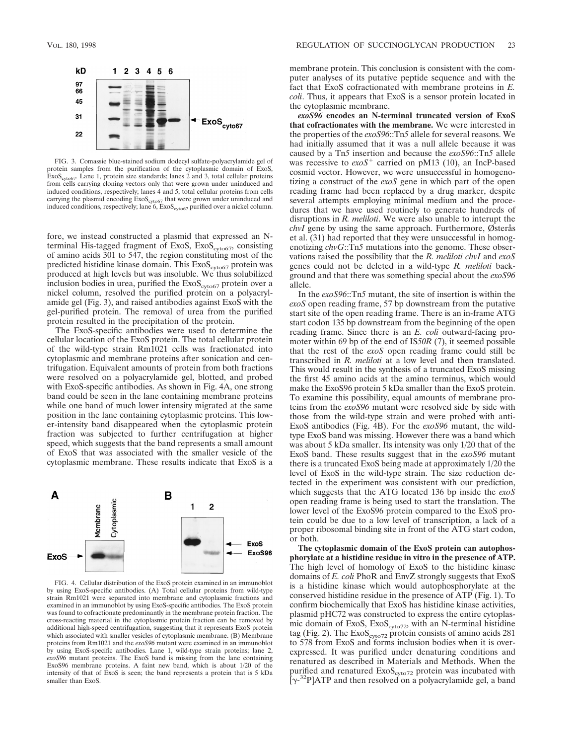FIG. 3. Comassie blue-stained sodium dodecyl sulfate-polyacrylamide gel of protein samples from the purification of the cytoplasmic domain of ExoS, $ExoS_{cyto67}$. Lane 1, protein size standards; lanes 2 and 3, total cellular proteins from cells carrying cloning vectors only that were grown under uninduced and induced conditions, respectively; lanes 4 and 5, total cellular proteins from cells carrying the plasmid encoding $ExoS_{cyto67}$ that were grown under uninduced and induced conditions, respectively; lane 6, $ExoS_{cyto67}$ purified over a nickel column.

fore, we instead constructed a plasmid that expressed an N-terminal His-tagged fragment of ExoS, $ExoS_{cyto67}$, consisting of amino acids 301 to 547, the region constituting most of the predicted histidine kinase domain. This $ExoS_{cyto67}$ protein was produced at high levels but was insoluble. We thus solubilized inclusion bodies in urea, purified the $ExoS_{cyto67}$ protein over a nickel column, resolved the purified protein on a polyacrylamide gel (Fig. 3), and raised antibodies against ExoS with the gel-purified protein. The removal of urea from the purified protein resulted in the precipitation of the protein.

The ExoS-specific antibodies were used to determine the cellular location of the ExoS protein. The total cellular protein of the wild-type strain Rm1021 cells was fractionated into cytoplasmic and membrane proteins after sonication and centrifugation. Equivalent amounts of protein from both fractions were resolved on a polyacrylamide gel, blotted, and probed with ExoS-specific antibodies. As shown in Fig. 4A, one strong band could be seen in the lane containing membrane proteins while one band of much lower intensity migrated at the same position in the lane containing cytoplasmic proteins. This lower-intensity band disappeared when the cytoplasmic protein fraction was subjected to further centrifugation at higher speed, which suggests that the band represents a small amount of ExoS that was associated with the smaller vesicle of the cytoplasmic membrane. These results indicate that ExoS is a membrane protein. This conclusion is consistent with the computer analyses of its putative peptide sequence and with the fact that ExoS cofractionated with membrane proteins in *E. coli*. Thus, it appears that ExoS is a sensor protein located in the cytoplasmic membrane.

FIG. 4. Cellular distribution of the ExoS protein examined in an immunoblot by using ExoS-specific antibodies. (A) Total cellular proteins from wild-type strain Rm1021 were separated into membrane and cytoplasmic fractions and examined in an immunoblot by using ExoS-specific antibodies. The ExoS protein was found to cofractionate predominantly in the membrane protein fraction. The cross-reacting material in the cytoplasmic protein fraction can be removed by additional high-speed centrifugation, suggesting that it represents ExoS protein which associated with smaller vesicles of cytoplasmic membrane. (B) Membrane proteins from Rm1021 and the *exoS96* mutant were examined in an immunoblot by using ExoS-specific antibodies. Lane 1, wild-type strain proteins; lane 2, *exoS96* mutant proteins. The ExoS band is missing from the lane containing ExoS96 membrane proteins. A faint new band, which is about 1/20 of the intensity of that of ExoS is seen; the band represents a protein that is 5 kDa smaller than ExoS.

**exoS96 encodes an N-terminal truncated version of ExoS that cofractionates with the membrane.** We were interested in the properties of the *exoS96*::Tn*5* allele for several reasons. We had initially assumed that it was a null allele because it was caused by a Tn*5* insertion and because the *exoS96*::Tn*5* allele was recessive to $exoS^+$ carried on pM13 (10), an IncP-based cosmid vector. However, we were unsuccessful in homogenotizing a construct of the *exoS* gene in which part of the open reading frame had been replaced by a drug marker, despite several attempts employing minimal medium and the procedures that we have used routinely to generate hundreds of disruptions in *R. meliloti*. We were also unable to interupt the *chvI* gene by using the same approach. Furthermore, Østerås et al. (31) had reported that they were unsuccessful in homogenotizing *chvG*::Tn*5* mutations into the genome. These observations raised the possibility that the *R. meliloti chvI* and *exoS* genes could not be deleted in a wild-type *R. meliloti* background and that there was something special about the *exoS96* allele.

In the *exoS96*::Tn*5* mutant, the site of insertion is within the *exoS* open reading frame, 57 bp downstream from the putative start site of the open reading frame. There is an in-frame ATG start codon 135 bp downstream from the beginning of the open reading frame. Since there is an *E. coli* outward-facing promoter within 69 bp of the end of IS*50R* (7), it seemed possible that the rest of the *exoS* open reading frame could still be transcribed in *R. meliloti* at a low level and then translated. This would result in the synthesis of a truncated ExoS missing the first 45 amino acids at the amino terminus, which would make the ExoS96 protein 5 kDa smaller than the ExoS protein. To examine this possibility, equal amounts of membrane proteins from the *exoS96* mutant were resolved side by side with those from the wild-type strain and were probed with anti-ExoS antibodies (Fig. 4B). For the *exoS96* mutant, the wild-type ExoS band was missing. However there was a band which was about 5 kDa smaller. Its intensity was only 1/20 that of the ExoS band. These results suggest that in the *exoS96* mutant there is a truncated ExoS being made at approximately 1/20 the level of ExoS in the wild-type strain. The size reduction detected in the experiment was consistent with our prediction, which suggests that the ATG located 136 bp inside the *exoS* open reading frame is being used to start the translation. The lower level of the ExoS96 protein compared to the ExoS protein could be due to a low level of transcription, a lack of a proper ribosomal binding site in front of the ATG start codon, or both.

**The cytoplasmic domain of the ExoS protein can autophosphorylate at a histidine residue in vitro in the presence of ATP.** The high level of homology of ExoS to the histidine kinase domains of *E. coli* PhoR and EnvZ strongly suggests that ExoS is a histidine kinase which would autophosphorylate at the conserved histidine residue in the presence of ATP (Fig. 1). To confirm biochemically that ExoS has histidine kinase activities, plasmid pHC72 was constructed to express the entire cytoplasmic domain of ExoS, $ExoS_{cyto72}$, with an N-terminal histidine tag (Fig. 2). The $ExoS_{cyto72}$ protein consists of amino acids 281 to 578 from ExoS and forms inclusion bodies when it is overexpressed. It was purified under denaturing conditions and renatured as described in Materials and Methods. When the purified and renatured $ExoS_{cyto72}$ protein was incubated with [$\gamma$-$^{32}$P]ATP and then resolved on a polyacrylamide gel, a band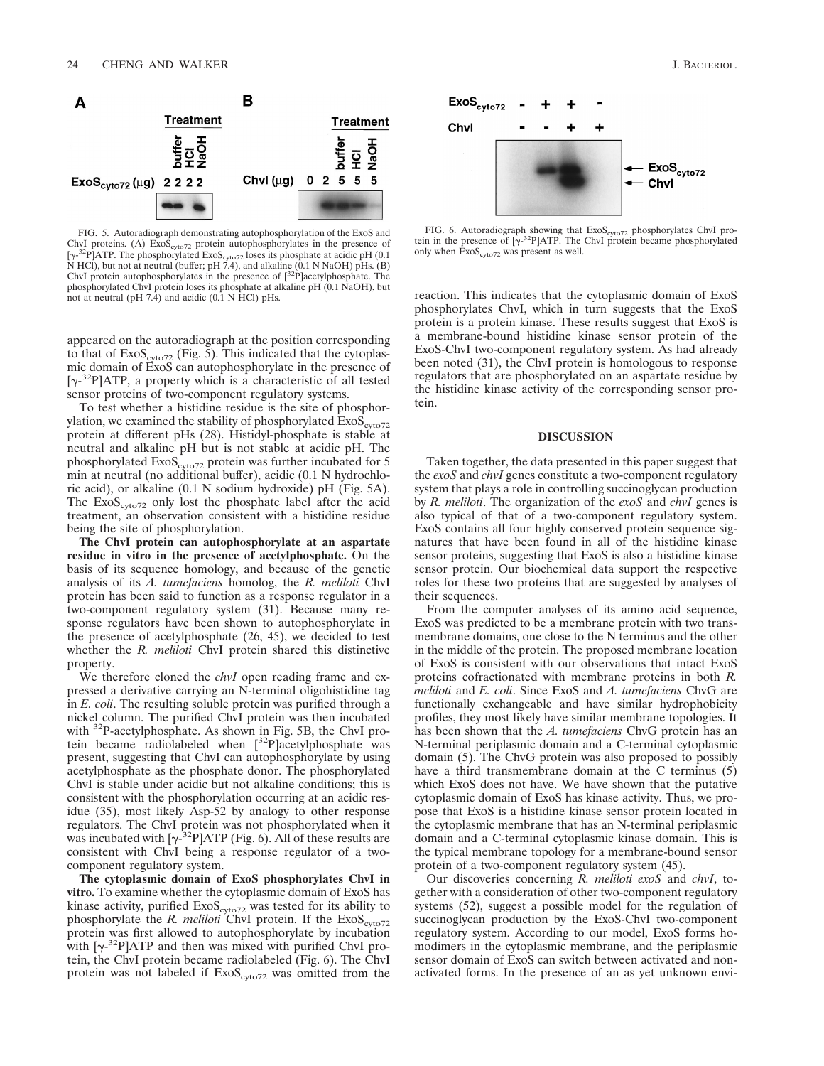FIG. 5. Autoradiograph demonstrating autophosphorylation of the ExoS and ChvI proteins. (A) $ExoS_{cyto72}$ protein autophosphorylates in the presence of [$\gamma$-$^{32}$P]ATP. The phosphorylated $ExoS_{cyto72}$ loses its phosphate at acidic pH (0.1 N HCl), but not at neutral (buffer; pH 7.4), and alkaline (0.1 N NaOH) pHs. (B) ChvI protein autophosphorylates in the presence of [$^{32}$P]acetylphosphate. The phosphorylated ChvI protein loses its phosphate at alkaline pH (0.1 NaOH), but not at neutral (pH 7.4) and acidic (0.1 N HCl) pHs.

appeared on the autoradiograph at the position corresponding to that of $ExoS_{cyto72}$ (Fig. 5). This indicated that the cytoplasmic domain of ExoS can autophosphorylate in the presence of [$\gamma$-$^{32}$P]ATP, a property which is a characteristic of all tested sensor proteins of two-component regulatory systems.

To test whether a histidine residue is the site of phosphorylation, we examined the stability of phosphorylated $ExoS_{cyto72}$ protein at different pHs (28). Histidyl-phosphate is stable at neutral and alkaline pH but is not stable at acidic pH. The phosphorylated $ExoS_{cyto72}$ protein was further incubated for 5 min at neutral (no additional buffer), acidic (0.1 N hydrochloric acid), or alkaline (0.1 N sodium hydroxide) pH (Fig. 5A). The $ExoS_{cyto72}$ only lost the phosphate label after the acid treatment, an observation consistent with a histidine residue being the site of phosphorylation.

**The ChvI protein can autophosphorylate at an aspartate residue in vitro in the presence of acetylphosphate.** On the basis of its sequence homology, and because of the genetic analysis of its *A. tumefaciens* homolog, the *R. meliloti* ChvI protein has been said to function as a response regulator in a two-component regulatory system (31). Because many response regulators have been shown to autophosphorylate in the presence of acetylphosphate (26, 45), we decided to test whether the *R. meliloti* ChvI protein shared this distinctive property.

We therefore cloned the *chvI* open reading frame and expressed a derivative carrying an N-terminal oligohistidine tag in *E. coli*. The resulting soluble protein was purified through a nickel column. The purified ChvI protein was then incubated with $^{32}$P-acetylphosphate. As shown in Fig. 5B, the ChvI protein became radiolabeled when [$^{32}$P]acetylphosphate was present, suggesting that ChvI can autophosphorylate by using acetylphosphate as the phosphate donor. The phosphorylated ChvI is stable under acidic but not alkaline conditions; this is consistent with the phosphorylation occurring at an acidic residue (35), most likely Asp-52 by analogy to other response regulators. The ChvI protein was not phosphorylated when it was incubated with [$\gamma$-$^{32}$P]ATP (Fig. 6). All of these results are consistent with ChvI being a response regulator of a two-component regulatory system.

**The cytoplasmic domain of ExoS phosphorylates ChvI in vitro.** To examine whether the cytoplasmic domain of ExoS has kinase activity, purified $ExoS_{cyto72}$ was tested for its ability to phosphorylate the *R. meliloti* ChvI protein. If the $ExoS_{cyto72}$ protein was first allowed to autophosphorylate by incubation with [$\gamma$-$^{32}$P]ATP and then was mixed with purified ChvI protein, the ChvI protein became radiolabeled (Fig. 6). The ChvI protein was not labeled if $ExoS_{cyto72}$ was omitted from the reaction. This indicates that the cytoplasmic domain of ExoS phosphorylates ChvI, which in turn suggests that the ExoS protein is a protein kinase. These results suggest that ExoS is a membrane-bound histidine kinase sensor protein of the ExoS-ChvI two-component regulatory system. As had already been noted (31), the ChvI protein is homologous to response regulators that are phosphorylated on an aspartate residue by the histidine kinase activity of the corresponding sensor protein.

FIG. 6. Autoradiograph showing that $ExoS_{cyto72}$ phosphorylates ChvI protein in the presence of [$\gamma$-$^{32}$P]ATP. The ChvI protein became phosphorylated only when $ExoS_{cyto72}$ was present as well.

## DISCUSSION

Taken together, the data presented in this paper suggest that the *exoS* and *chvI* genes constitute a two-component regulatory system that plays a role in controlling succinoglycan production by *R. meliloti*. The organization of the *exoS* and *chvI* genes is also typical of that of a two-component regulatory system. ExoS contains all four highly conserved protein sequence signatures that have been found in all of the histidine kinase sensor proteins, suggesting that ExoS is also a histidine kinase sensor protein. Our biochemical data support the respective roles for these two proteins that are suggested by analyses of their sequences.

From the computer analyses of its amino acid sequence, ExoS was predicted to be a membrane protein with two transmembrane domains, one close to the N terminus and the other in the middle of the protein. The proposed membrane location of ExoS is consistent with our observations that intact ExoS proteins cofractionated with membrane proteins in both *R. meliloti* and *E. coli*. Since ExoS and *A. tumefaciens* ChvG are functionally exchangeable and have similar hydrophobicity profiles, they most likely have similar membrane topologies. It has been shown that the *A. tumefaciens* ChvG protein has an N-terminal periplasmic domain and a C-terminal cytoplasmic domain (5). The ChvG protein was also proposed to possibly have a third transmembrane domain at the C terminus (5) which ExoS does not have. We have shown that the putative cytoplasmic domain of ExoS has kinase activity. Thus, we propose that ExoS is a histidine kinase sensor protein located in the cytoplasmic membrane that has an N-terminal periplasmic domain and a C-terminal cytoplasmic kinase domain. This is the typical membrane topology for a membrane-bound sensor protein of a two-component regulatory system (45).

Our discoveries concerning *R. meliloti exoS* and *chvI*, together with a consideration of other two-component regulatory systems (52), suggest a possible model for the regulation of succinoglycan production by the ExoS-ChvI two-component regulatory system. According to our model, ExoS forms homodimers in the cytoplasmic membrane, and the periplasmic sensor domain of ExoS can switch between activated and nonactivated forms. In the presence of an as yet unknown envi-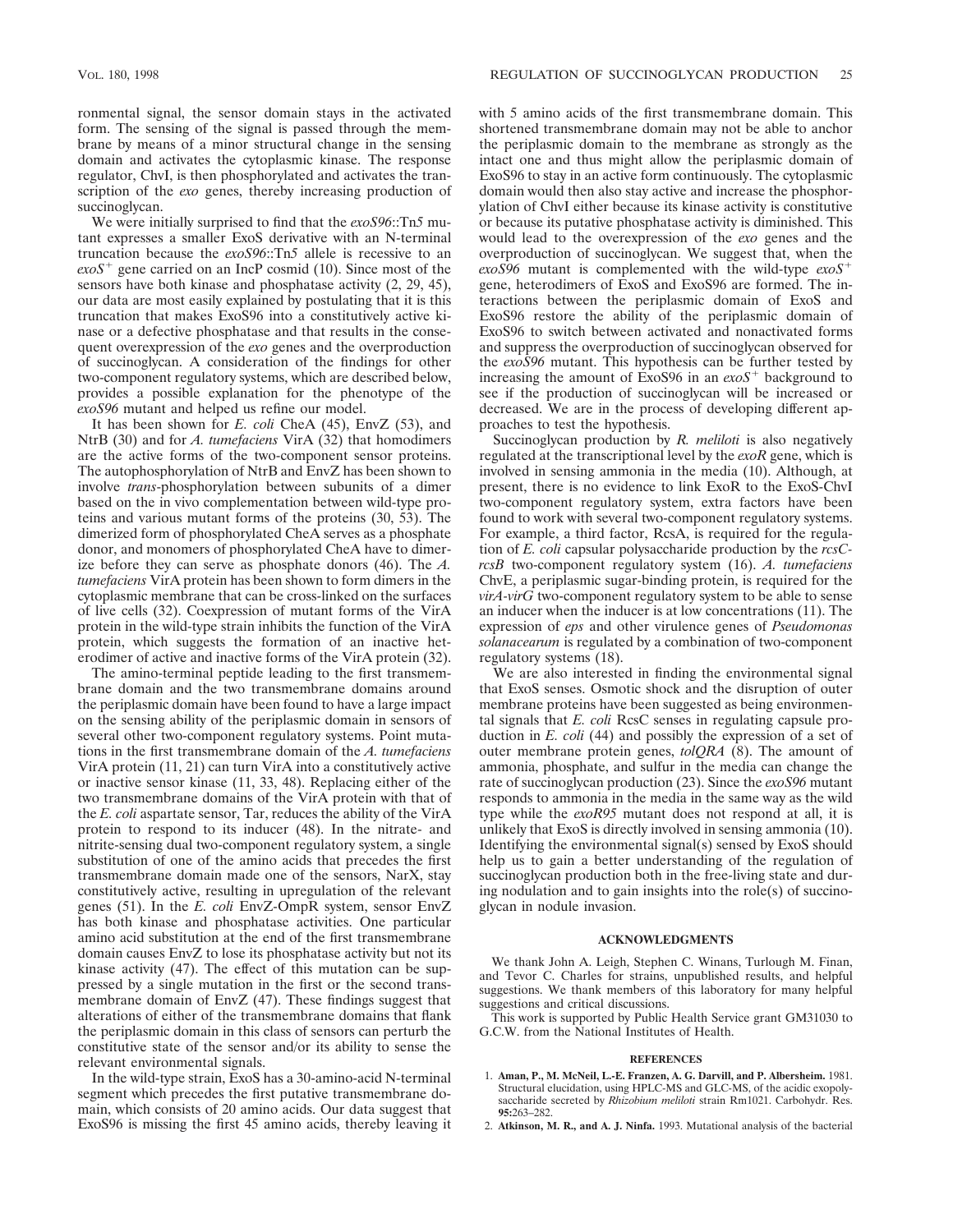ronmental signal, the sensor domain stays in the activated form. The sensing of the signal is passed through the membrane by means of a minor structural change in the sensing domain and activates the cytoplasmic kinase. The response regulator, ChvI, is then phosphorylated and activates the transcription of the *exo* genes, thereby increasing production of succinoglycan.

We were initially surprised to find that the *exoS96*::Tn*5* mutant expresses a smaller ExoS derivative with an N-terminal truncation because the *exoS96*::Tn*5* allele is recessive to an $exoS^+$ gene carried on an IncP cosmid (10). Since most of the sensors have both kinase and phosphatase activity (2, 29, 45), our data are most easily explained by postulating that it is this truncation that makes ExoS96 into a constitutively active kinase or a defective phosphatase and that results in the consequent overexpression of the *exo* genes and the overproduction of succinoglycan. A consideration of the findings for other two-component regulatory systems, which are described below, provides a possible explanation for the phenotype of the *exoS96* mutant and helped us refine our model.

It has been shown for *E. coli* CheA (45), EnvZ (53), and NtrB (30) and for *A. tumefaciens* VirA (32) that homodimers are the active forms of the two-component sensor proteins. The autophosphorylation of NtrB and EnvZ has been shown to involve *trans*-phosphorylation between subunits of a dimer based on the in vivo complementation between wild-type proteins and various mutant forms of the proteins (30, 53). The dimerized form of phosphorylated CheA serves as a phosphate donor, and monomers of phosphorylated CheA have to dimerize before they can serve as phosphate donors (46). The *A. tumefaciens* VirA protein has been shown to form dimers in the cytoplasmic membrane that can be cross-linked on the surfaces of live cells (32). Coexpression of mutant forms of the VirA protein in the wild-type strain inhibits the function of the VirA protein, which suggests the formation of an inactive heterodimer of active and inactive forms of the VirA protein (32).

The amino-terminal peptide leading to the first transmembrane domain and the two transmembrane domains around the periplasmic domain have been found to have a large impact on the sensing ability of the periplasmic domain in sensors of several other two-component regulatory systems. Point mutations in the first transmembrane domain of the *A. tumefaciens* VirA protein (11, 21) can turn VirA into a constitutively active or inactive sensor kinase (11, 33, 48). Replacing either of the two transmembrane domains of the VirA protein with that of the *E. coli* aspartate sensor, Tar, reduces the ability of the VirA protein to respond to its inducer (48). In the nitrate- and nitrite-sensing dual two-component regulatory system, a single substitution of one of the amino acids that precedes the first transmembrane domain made one of the sensors, NarX, stay constitutively active, resulting in upregulation of the relevant genes (51). In the *E. coli* EnvZ-OmpR system, sensor EnvZ has both kinase and phosphatase activities. One particular amino acid substitution at the end of the first transmembrane domain causes EnvZ to lose its phosphatase activity but not its kinase activity (47). The effect of this mutation can be suppressed by a single mutation in the first or the second transmembrane domain of EnvZ (47). These findings suggest that alterations of either of the transmembrane domains that flank the periplasmic domain in this class of sensors can perturb the constitutive state of the sensor and/or its ability to sense the relevant environmental signals.

In the wild-type strain, ExoS has a 30-amino-acid N-terminal segment which precedes the first putative transmembrane domain, which consists of 20 amino acids. Our data suggest that ExoS96 is missing the first 45 amino acids, thereby leaving it with 5 amino acids of the first transmembrane domain. This shortened transmembrane domain may not be able to anchor the periplasmic domain to the membrane as strongly as the intact one and thus might allow the periplasmic domain of ExoS96 to stay in an active form continuously. The cytoplasmic domain would then also stay active and increase the phosphorylation of ChvI either because its kinase activity is constitutive or because its putative phosphatase activity is diminished. This would lead to the overexpression of the *exo* genes and the overproduction of succinoglycan. We suggest that, when the *exoS96* mutant is complemented with the wild-type $exoS^+$ gene, heterodimers of ExoS and ExoS96 are formed. The interactions between the periplasmic domain of ExoS and ExoS96 restore the ability of the periplasmic domain of ExoS96 to switch between activated and nonactivated forms and suppress the overproduction of succinoglycan observed for the *exoS96* mutant. This hypothesis can be further tested by increasing the amount of ExoS96 in an $exoS^+$ background to see if the production of succinoglycan will be increased or decreased. We are in the process of developing different approaches to test the hypothesis.

Succinoglycan production by *R. meliloti* is also negatively regulated at the transcriptional level by the *exoR* gene, which is involved in sensing ammonia in the media (10). Although, at present, there is no evidence to link ExoR to the ExoS-ChvI two-component regulatory system, extra factors have been found to work with several two-component regulatory systems. For example, a third factor, RcsA, is required for the regulation of *E. coli* capsular polysaccharide production by the *rcsC-rcsB* two-component regulatory system (16). *A. tumefaciens* ChvE, a periplasmic sugar-binding protein, is required for the *virA-virG* two-component regulatory system to be able to sense an inducer when the inducer is at low concentrations (11). The expression of *eps* and other virulence genes of *Pseudomonas solanacearum* is regulated by a combination of two-component regulatory systems (18).

We are also interested in finding the environmental signal that ExoS senses. Osmotic shock and the disruption of outer membrane proteins have been suggested as being environmental signals that *E. coli* RcsC senses in regulating capsule production in *E. coli* (44) and possibly the expression of a set of outer membrane protein genes, *tolQRA* (8). The amount of ammonia, phosphate, and sulfur in the media can change the rate of succinoglycan production (23). Since the *exoS96* mutant responds to ammonia in the media in the same way as the wild type while the *exoR95* mutant does not respond at all, it is unlikely that ExoS is directly involved in sensing ammonia (10). Identifying the environmental signal(s) sensed by ExoS should help us to gain a better understanding of the regulation of succinoglycan production both in the free-living state and during nodulation and to gain insights into the role(s) of succinoglycan in nodule invasion.

## ACKNOWLEDGMENTS

We thank John A. Leigh, Stephen C. Winans, Turlough M. Finan, and Tevor C. Charles for strains, unpublished results, and helpful suggestions. We thank members of this laboratory for many helpful suggestions and critical discussions.

This work is supported by Public Health Service grant GM31030 to G.C.W. from the National Institutes of Health.

## REFERENCES

1. **Aman, P., M. McNeil, L.-E. Franzen, A. G. Darvill, and P. Albersheim.** 1981. Structural elucidation, using HPLC-MS and GLC-MS, of the acidic exopolysaccharide secreted by *Rhizobium meliloti* strain Rm1021. Carbohydr. Res. **95:**263–282.
2. **Atkinson, M. R., and A. J. Ninfa.** 1993. Mutational analysis of the bacterial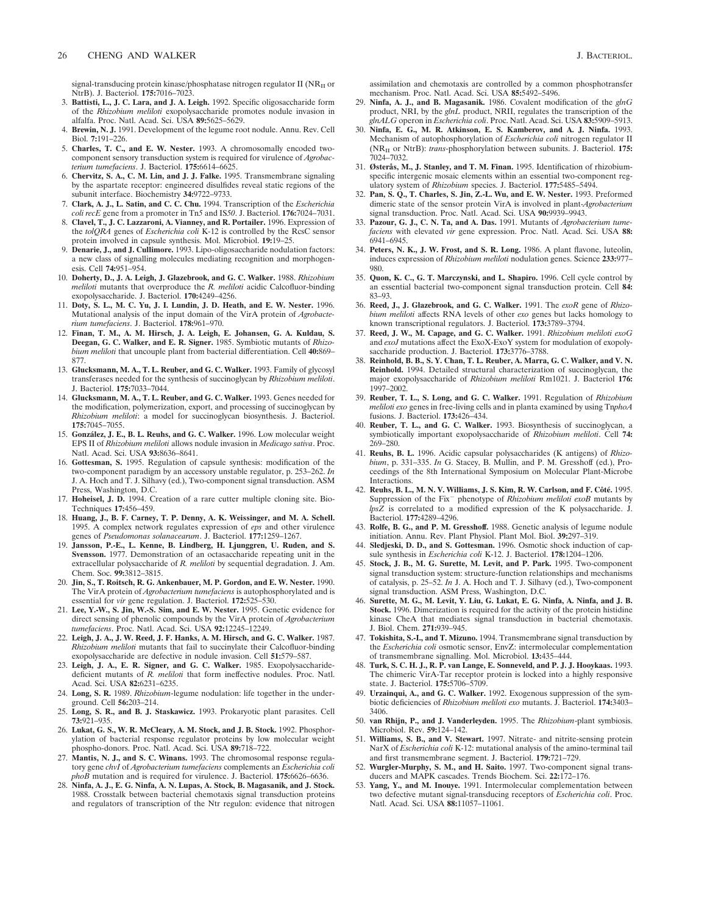signal-transducing protein kinase/phosphatase nitrogen regulator II ($NR_{II}$ or NtrB). J. Bacteriol. **175:**7016–7023.

3. **Battisti, L., J. C. Lara, and J. A. Leigh.** 1992. Specific oligosaccharide form of the *Rhizobium meliloti* exopolysaccharide promotes nodule invasion in alfalfa. Proc. Natl. Acad. Sci. USA **89:**5625–5629.
4. **Brewin, N. J.** 1991. Development of the legume root nodule. Annu. Rev. Cell Biol. **7:**191–226.
5. **Charles, T. C., and E. W. Nester.** 1993. A chromosomally encoded two-component sensory transduction system is required for virulence of *Agrobacterium tumefaciens*. J. Bacteriol. **175:**6614–6625.
6. **Chervitz, S. A., C. M. Lin, and J. J. Falke.** 1995. Transmembrane signaling by the aspartate receptor: engineered disulfides reveal static regions of the subunit interface. Biochemistry **34:**9722–9733.
7. **Clark, A. J., L. Satin, and C. C. Chu.** 1994. Transcription of the *Escherichia coli recE* gene from a promoter in Tn*5* and IS*50*. J. Bacteriol. **176:**7024–7031.
8. **Clavel, T., J. C. Lazzaroni, A. Vianney, and R. Portalier.** 1996. Expression of the *tolQRA* genes of *Escherichia coli* K-12 is controlled by the RcsC sensor protein involved in capsule synthesis. Mol. Microbiol. **19:**19–25.
9. **Denarie, J., and J. Cullimore.** 1993. Lipo-oligosaccharide nodulation factors: a new class of signalling molecules mediating recognition and morphogenesis. Cell **74:**951–954.
10. **Doherty, D., J. A. Leigh, J. Glazebrook, and G. C. Walker.** 1988. *Rhizobium meliloti* mutants that overproduce the *R. meliloti* acidic Calcofluor-binding exopolysaccharide. J. Bacteriol. **170:**4249–4256.
11. **Doty, S. L., M. C. Yu, J. I. Lundin, J. D. Heath, and E. W. Nester.** 1996. Mutational analysis of the input domain of the VirA protein of *Agrobacterium tumefaciens*. J. Bacteriol. **178:**961–970.
12. **Finan, T. M., A. M. Hirsch, J. A. Leigh, E. Johansen, G. A. Kuldau, S. Deegan, G. C. Walker, and E. R. Signer.** 1985. Symbiotic mutants of *Rhizobium meliloti* that uncouple plant from bacterial differentiation. Cell **40:**869–877.
13. **Glucksmann, M. A., T. L. Reuber, and G. C. Walker.** 1993. Family of glycosyl transferases needed for the synthesis of succinoglycan by *Rhizobium meliloti*. J. Bacteriol. **175:**7033–7044.
14. **Glucksmann, M. A., T. L. Reuber, and G. C. Walker.** 1993. Genes needed for the modification, polymerization, export, and processing of succinoglycan by *Rhizobium meliloti*: a model for succinoglycan biosynthesis. J. Bacteriol. **175:**7045–7055.
15. **González, J. E., B. L. Reuhs, and G. C. Walker.** 1996. Low molecular weight EPS II of *Rhizobium meliloti* allows nodule invasion in *Medicago sativa*. Proc. Natl. Acad. Sci. USA **93:**8636–8641.
16. **Gottesman, S.** 1995. Regulation of capsule synthesis: modification of the two-component paradigm by an accessory unstable regulator, p. 253–262. *In* J. A. Hoch and T. J. Silhavy (ed.), Two-component signal transduction. ASM Press, Washington, D.C.
17. **Hoheisel, J. D.** 1994. Creation of a rare cutter multiple cloning site. BioTechniques **17:**456–459.
18. **Huang, J., B. F. Carney, T. P. Denny, A. K. Weissinger, and M. A. Schell.** 1995. A complex network regulates expression of *eps* and other virulence genes of *Pseudomonas solanacearum*. J. Bacteriol. **177:**1259–1267.
19. **Jansson, P.-E., L. Kenne, B. Lindberg, H. Ljunggren, U. Ruden, and S. Svensson.** 1977. Demonstration of an octasaccharide repeating unit in the extracellular polysaccharide of *R. meliloti* by sequential degradation. J. Am. Chem. Soc. **99:**3812–3815.
20. **Jin, S., T. Roitsch, R. G. Ankenbauer, M. P. Gordon, and E. W. Nester.** 1990. The VirA protein of *Agrobacterium tumefaciens* is autophosphorylated and is essential for *vir* gene regulation. J. Bacteriol. **172:**525–530.
21. **Lee, Y.-W., S. Jin, W.-S. Sim, and E. W. Nester.** 1995. Genetic evidence for direct sensing of phenolic compounds by the VirA protein of *Agrobacterium tumefaciens*. Proc. Natl. Acad. Sci. USA **92:**12245–12249.
22. **Leigh, J. A., J. W. Reed, J. F. Hanks, A. M. Hirsch, and G. C. Walker.** 1987. *Rhizobium meliloti* mutants that fail to succinylate their Calcofluor-binding exopolysaccharide are defective in nodule invasion. Cell **51:**579–587.
23. **Leigh, J. A., E. R. Signer, and G. C. Walker.** 1985. Exopolysaccharide-deficient mutants of *R. meliloti* that form ineffective nodules. Proc. Natl. Acad. Sci. USA **82:**6231–6235.
24. **Long, S. R.** 1989. *Rhizobium*-legume nodulation: life together in the underground. Cell **56:**203–214.
25. **Long, S. R., and B. J. Staskawicz.** 1993. Prokaryotic plant parasites. Cell **73:**921–935.
26. **Lukat, G. S., W. R. McCleary, A. M. Stock, and J. B. Stock.** 1992. Phosphorylation of bacterial response regulator proteins by low molecular weight phospho-donors. Proc. Natl. Acad. Sci. USA **89:**718–722.
27. **Mantis, N. J., and S. C. Winans.** 1993. The chromosomal response regulatory gene *chvI* of *Agrobacterium tumefaciens* complements an *Escherichia coli phoB* mutation and is required for virulence. J. Bacteriol. **175:**6626–6636.
28. **Ninfa, A. J., E. G. Ninfa, A. N. Lupas, A. Stock, B. Magasanik, and J. Stock.** 1988. Crosstalk between bacterial chemotaxis signal transduction proteins and regulators of transcription of the Ntr regulon: evidence that nitrogen assimilation and chemotaxis are controlled by a common phosphotransfer mechanism. Proc. Natl. Acad. Sci. USA **85:**5492–5496.
29. **Ninfa, A. J., and B. Magasanik.** 1986. Covalent modification of the *glnG* product, NRI, by the *glnL* product, NRII, regulates the transcription of the *glnALG* operon in *Escherichia coli*. Proc. Natl. Acad. Sci. USA **83:**5909–5913.
30. **Ninfa, E. G., M. R. Atkinson, E. S. Kamberov, and A. J. Ninfa.** 1993. Mechanism of autophosphorylation of *Escherichia coli* nitrogen regulator II ($NR_{II}$ or NtrB): *trans*-phosphorylation between subunits. J. Bacteriol. **175:**7024–7032.
31. **Østerås, M., J. Stanley, and T. M. Finan.** 1995. Identification of rhizobium-specific intergenic mosaic elements within an essential two-component regulatory system of *Rhizobium* species. J. Bacteriol. **177:**5485–5494.
32. **Pan, S. Q., T. Charles, S. Jin, Z.-L. Wu, and E. W. Nester.** 1993. Preformed dimeric state of the sensor protein VirA is involved in plant-*Agrobacterium* signal transduction. Proc. Natl. Acad. Sci. USA **90:**9939–9943.
33. **Pazour, G. J., C. N. Ta, and A. Das.** 1991. Mutants of *Agrobacterium tumefaciens* with elevated *vir* gene expression. Proc. Natl. Acad. Sci. USA **88:**6941–6945.
34. **Peters, N. K., J. W. Frost, and S. R. Long.** 1986. A plant flavone, luteolin, induces expression of *Rhizobium meliloti* nodulation genes. Science **233:**977–980.
35. **Quon, K. C., G. T. Marczynski, and L. Shapiro.** 1996. Cell cycle control by an essential bacterial two-component signal transduction protein. Cell **84:**83–93.
36. **Reed, J., J. Glazebrook, and G. C. Walker.** 1991. The *exoR* gene of *Rhizobium meliloti* affects RNA levels of other *exo* genes but lacks homology to known transcriptional regulators. J. Bacteriol. **173:**3789–3794.
37. **Reed, J. W., M. Capage, and G. C. Walker.** 1991. *Rhizobium meliloti exoG* and *exoJ* mutations affect the ExoX-ExoY system for modulation of exopolysaccharide production. J. Bacteriol. **173:**3776–3788.
38. **Reinhold, B. B., S. Y. Chan, T. L. Reuber, A. Marra, G. C. Walker, and V. N. Reinhold.** 1994. Detailed structural characterization of succinoglycan, the major exopolysaccharide of *Rhizobium meliloti* Rm1021. J. Bacteriol **176:**1997–2002.
39. **Reuber, T. L., S. Long, and G. C. Walker.** 1991. Regulation of *Rhizobium meliloti exo* genes in free-living cells and in planta examined by using Tn*phoA* fusions. J. Bacteriol. **173:**426–434.
40. **Reuber, T. L., and G. C. Walker.** 1993. Biosynthesis of succinoglycan, a symbiotically important exopolysaccharide of *Rhizobium meliloti*. Cell **74:**269–280.
41. **Reuhs, B. L.** 1996. Acidic capsular polysaccharides (K antigens) of *Rhizobium*, p. 331–335. *In* G. Stacey, B. Mullin, and P. M. Gresshoff (ed.), Proceedings of the 8th International Symposium on Molecular Plant-Microbe Interactions.
42. **Reuhs, B. L., M. N. V. Williams, J. S. Kim, R. W. Carlson, and F. Côté.** 1995. Suppression of the $Fix^-$ phenotype of *Rhizobium meliloti exoB* mutants by *lpsZ* is correlated to a modified expression of the K polysaccharide. J. Bacteriol. **177:**4289–4296.
43. **Rolfe, B. G., and P. M. Gresshoff.** 1988. Genetic analysis of legume nodule initiation. Annu. Rev. Plant Physiol. Plant Mol. Biol. **39:**297–319.
44. **Sledjeski, D. D., and S. Gottesman.** 1996. Osmotic shock induction of capsule synthesis in *Escherichia coli* K-12. J. Bacteriol. **178:**1204–1206.
45. **Stock, J. B., M. G. Surette, M. Levit, and P. Park.** 1995. Two-component signal transduction system: structure-function relationships and mechanisms of catalysis, p. 25–52. *In* J. A. Hoch and T. J. Silhavy (ed.), Two-component signal transduction. ASM Press, Washington, D.C.
46. **Surette, M. G., M. Levit, Y. Liu, G. Lukat, E. G. Ninfa, A. Ninfa, and J. B. Stock.** 1996. Dimerization is required for the activity of the protein histidine kinase CheA that mediates signal transduction in bacterial chemotaxis. J. Biol. Chem. **271:**939–945.
47. **Tokishita, S.-I., and T. Mizuno.** 1994. Transmembrane signal transduction by the *Escherichia coli* osmotic sensor, EnvZ: intermolecular complementation of transmembrane signalling. Mol. Microbiol. **13:**435–444.
48. **Turk, S. C. H. J., R. P. van Lange, E. Sonneveld, and P. J. J. Hooykaas.** 1993. The chimeric VirA-Tar receptor protein is locked into a highly responsive state. J. Bacteriol. **175:**5706–5709.
49. **Urzainqui, A., and G. C. Walker.** 1992. Exogenous suppression of the symbiotic deficiencies of *Rhizobium meliloti exo* mutants. J. Bacteriol. **174:**3403–3406.
50. **van Rhijn, P., and J. Vanderleyden.** 1995. The *Rhizobium*-plant symbiosis. Microbiol. Rev. **59:**124–142.
51. **Williams, S. B., and V. Stewart.** 1997. Nitrate- and nitrite-sensing protein NarX of *Escherichia coli* K-12: mutational analysis of the amino-terminal tail and first transmembrane segment. J. Bacteriol. **179:**721–729.
52. **Wurgler-Murphy, S. M., and H. Saito.** 1997. Two-component signal transducers and MAPK cascades. Trends Biochem. Sci. **22:**172–176.
53. **Yang, Y., and M. Inouye.** 1991. Intermolecular complementation between two defective mutant signal-transducing receptors of *Escherichia coli*. Proc. Natl. Acad. Sci. USA **88:**11057–11061.